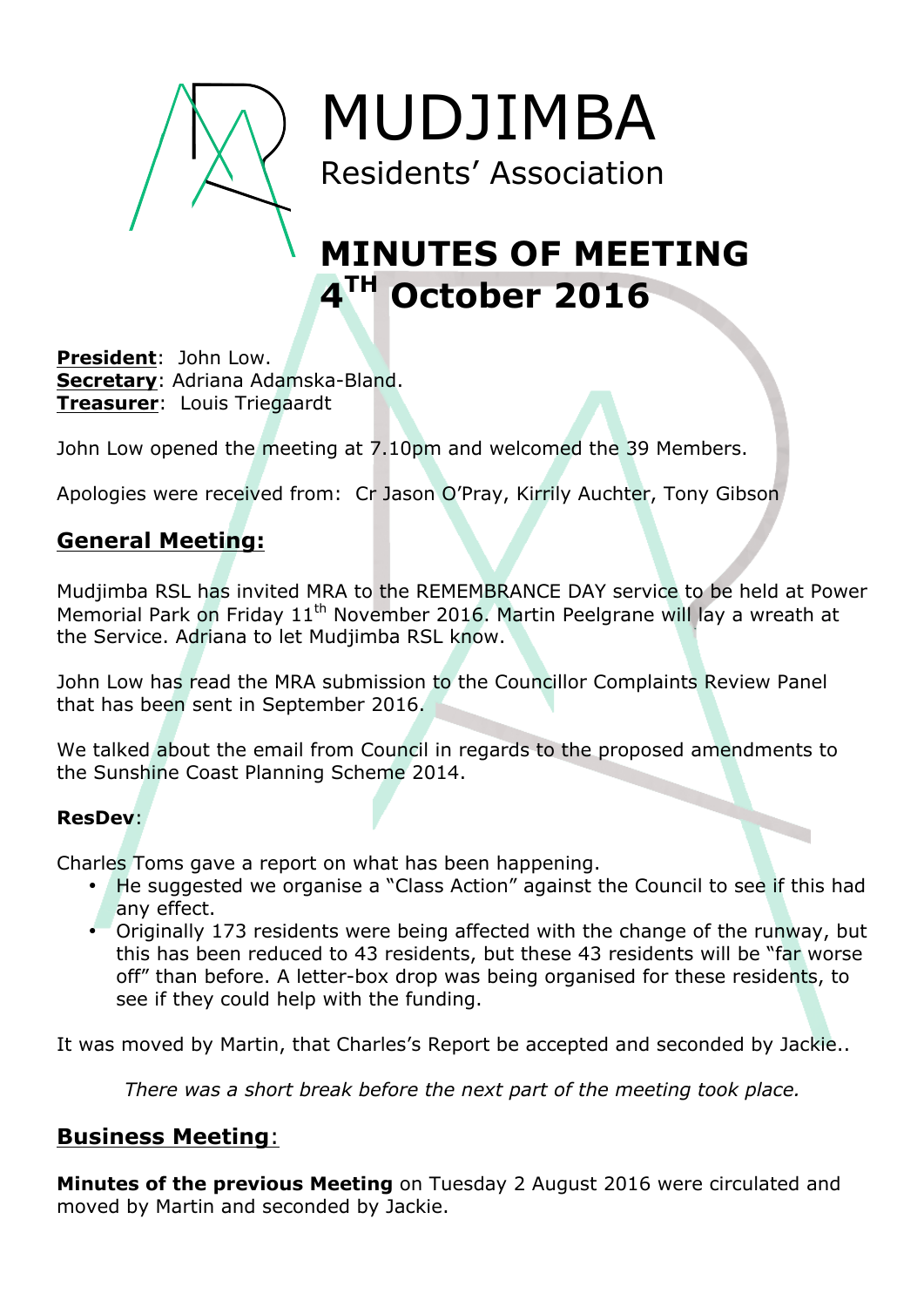# MUDJIMBA

Residents' Association

# MINUTES OF MEETING 4TH October 2016

**President**: John Low.
**Secretary**: Adriana Adamska-Bland.
**Treasurer**: Louis Triegaardt

John Low opened the meeting at 7.10pm and welcomed the 39 Members.

Apologies were received from: Cr Jason O'Pray, Kirrily Auchter, Tony Gibson

## General Meeting:

Mudjimba RSL has invited MRA to the REMEMBRANCE DAY service to be held at Power Memorial Park on Friday 11th November 2016. Martin Peelgrane will lay a wreath at the Service. Adriana to let Mudjimba RSL know.

John Low has read the MRA submission to the Councillor Complaints Review Panel that has been sent in September 2016.

We talked about the email from Council in regards to the proposed amendments to the Sunshine Coast Planning Scheme 2014.

**ResDev**:

Charles Toms gave a report on what has been happening.

- He suggested we organise a "Class Action" against the Council to see if this had any effect.
- Originally 173 residents were being affected with the change of the runway, but this has been reduced to 43 residents, but these 43 residents will be "far worse off" than before. A letter-box drop was being organised for these residents, to see if they could help with the funding.

It was moved by Martin, that Charles's Report be accepted and seconded by Jackie..

*There was a short break before the next part of the meeting took place.*

## Business Meeting:

**Minutes of the previous Meeting** on Tuesday 2 August 2016 were circulated and moved by Martin and seconded by Jackie.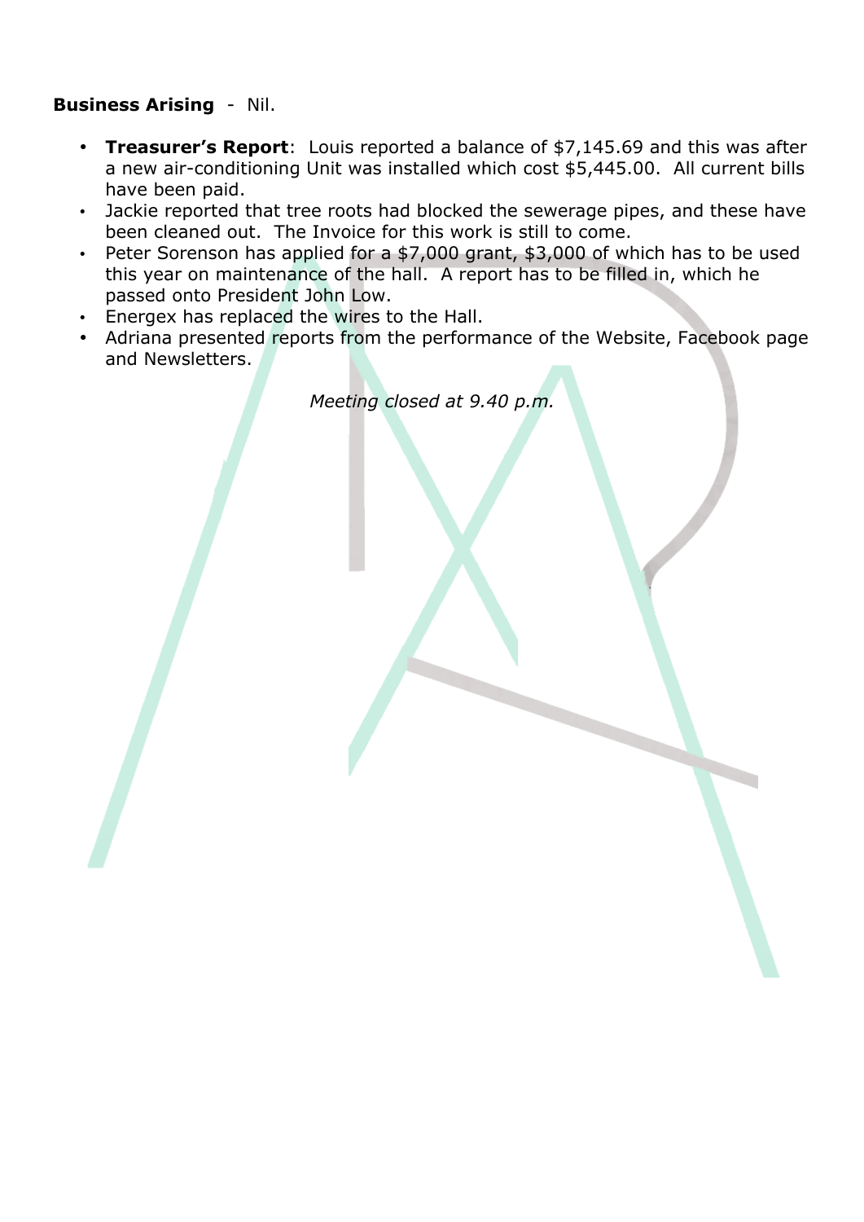**Business Arising** - Nil.

- **Treasurer's Report**: Louis reported a balance of $7,145.69 and this was after a new air-conditioning Unit was installed which cost $5,445.00. All current bills have been paid.
- Jackie reported that tree roots had blocked the sewerage pipes, and these have been cleaned out. The Invoice for this work is still to come.
- Peter Sorenson has applied for a $7,000 grant, $3,000 of which has to be used this year on maintenance of the hall. A report has to be filled in, which he passed onto President John Low.
- Energex has replaced the wires to the Hall.
- Adriana presented reports from the performance of the Website, Facebook page and Newsletters.

*Meeting closed at 9.40 p.m.*